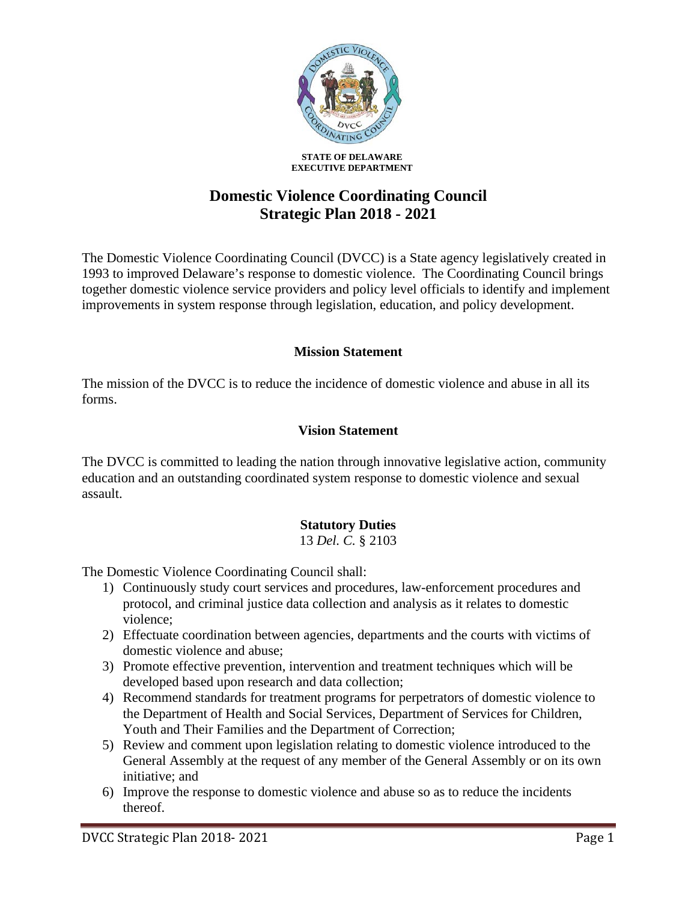**STATE OF DELAWARE**
**EXECUTIVE DEPARTMENT**

# Domestic Violence Coordinating Council Strategic Plan 2018 - 2021

The Domestic Violence Coordinating Council (DVCC) is a State agency legislatively created in 1993 to improved Delaware's response to domestic violence. The Coordinating Council brings together domestic violence service providers and policy level officials to identify and implement improvements in system response through legislation, education, and policy development.

## Mission Statement

The mission of the DVCC is to reduce the incidence of domestic violence and abuse in all its forms.

## Vision Statement

The DVCC is committed to leading the nation through innovative legislative action, community education and an outstanding coordinated system response to domestic violence and sexual assault.

## Statutory Duties

13 *Del. C.* § 2103

The Domestic Violence Coordinating Council shall:

1) Continuously study court services and procedures, law-enforcement procedures and protocol, and criminal justice data collection and analysis as it relates to domestic violence;
2) Effectuate coordination between agencies, departments and the courts with victims of domestic violence and abuse;
3) Promote effective prevention, intervention and treatment techniques which will be developed based upon research and data collection;
4) Recommend standards for treatment programs for perpetrators of domestic violence to the Department of Health and Social Services, Department of Services for Children, Youth and Their Families and the Department of Correction;
5) Review and comment upon legislation relating to domestic violence introduced to the General Assembly at the request of any member of the General Assembly or on its own initiative; and
6) Improve the response to domestic violence and abuse so as to reduce the incidents thereof.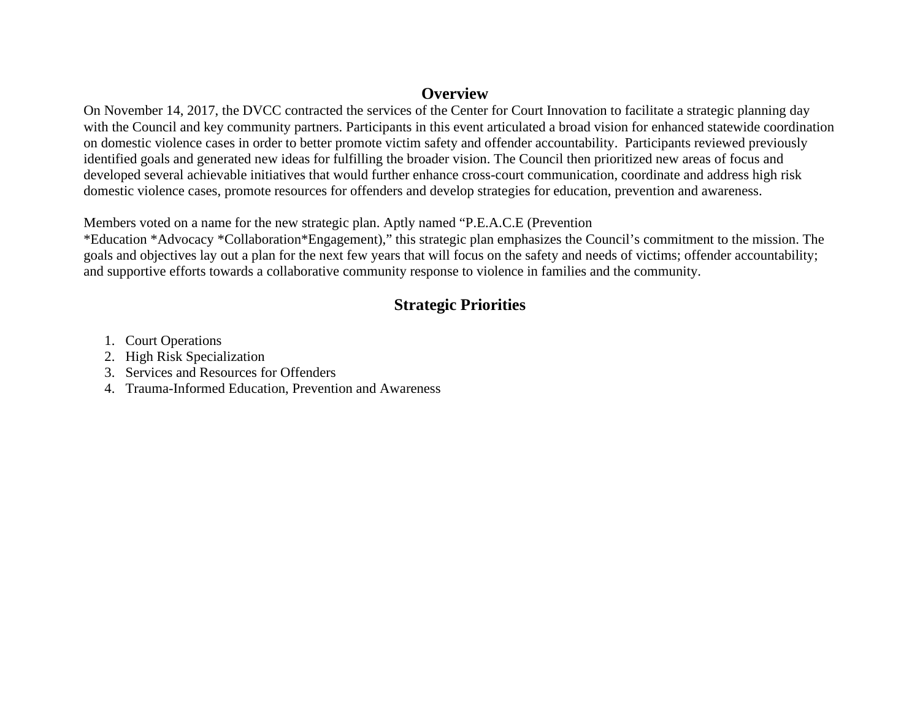## Overview

On November 14, 2017, the DVCC contracted the services of the Center for Court Innovation to facilitate a strategic planning day with the Council and key community partners. Participants in this event articulated a broad vision for enhanced statewide coordination on domestic violence cases in order to better promote victim safety and offender accountability. Participants reviewed previously identified goals and generated new ideas for fulfilling the broader vision. The Council then prioritized new areas of focus and developed several achievable initiatives that would further enhance cross-court communication, coordinate and address high risk domestic violence cases, promote resources for offenders and develop strategies for education, prevention and awareness.

Members voted on a name for the new strategic plan. Aptly named "P.E.A.C.E (Prevention *Education *Advocacy *Collaboration*Engagement)," this strategic plan emphasizes the Council's commitment to the mission. The goals and objectives lay out a plan for the next few years that will focus on the safety and needs of victims; offender accountability; and supportive efforts towards a collaborative community response to violence in families and the community.

## Strategic Priorities

1. Court Operations
2. High Risk Specialization
3. Services and Resources for Offenders
4. Trauma-Informed Education, Prevention and Awareness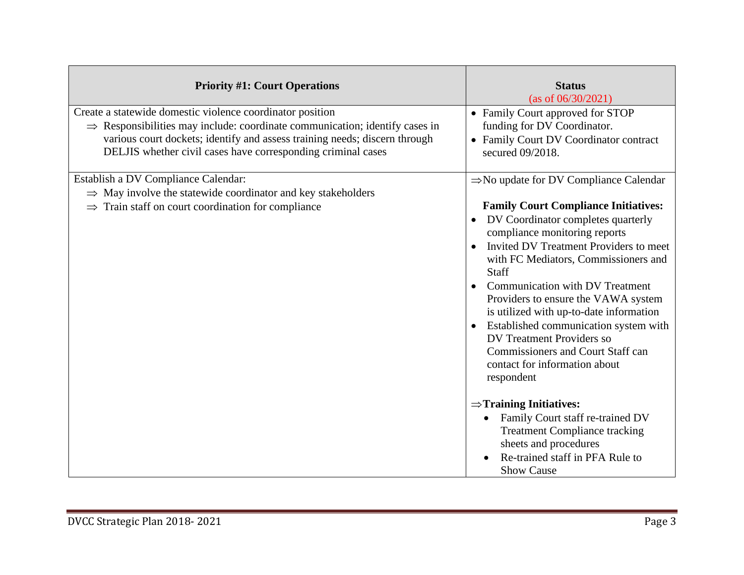| **Priority #1: Court Operations** | **Status** (as of 06/30/2021) |
|---|---|
| Create a statewide domestic violence coordinator position<br>⇒ Responsibilities may include: coordinate communication; identify cases in various court dockets; identify and assess training needs; discern through DELJIS whether civil cases have corresponding criminal cases | • Family Court approved for STOP funding for DV Coordinator.<br>• Family Court DV Coordinator contract secured 09/2018. |
| Establish a DV Compliance Calendar:<br>⇒ May involve the statewide coordinator and key stakeholders<br>⇒ Train staff on court coordination for compliance | ⇒No update for DV Compliance Calendar<br><br>**Family Court Compliance Initiatives:**<br>• DV Coordinator completes quarterly compliance monitoring reports<br>• Invited DV Treatment Providers to meet with FC Mediators, Commissioners and Staff<br>• Communication with DV Treatment Providers to ensure the VAWA system is utilized with up-to-date information<br>• Established communication system with DV Treatment Providers so Commissioners and Court Staff can contact for information about respondent<br><br>⇒**Training Initiatives:**<br>• Family Court staff re-trained DV Treatment Compliance tracking sheets and procedures<br>• Re-trained staff in PFA Rule to Show Cause |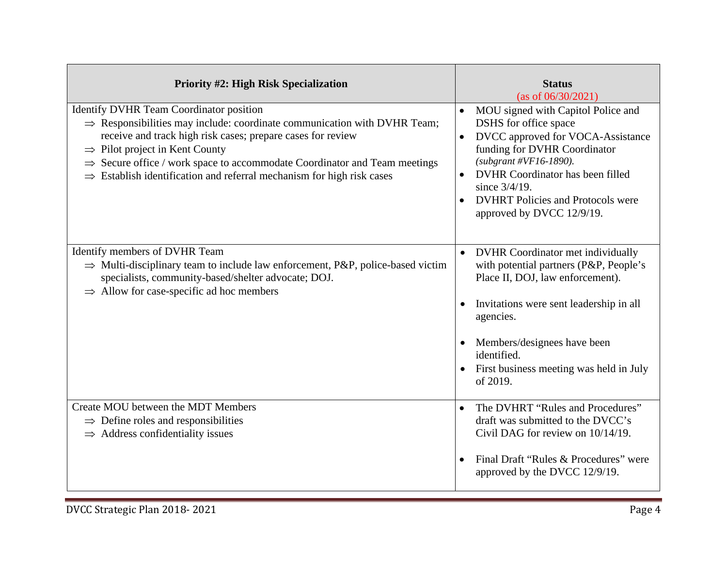| **Priority #2: High Risk Specialization** | **Status** (as of 06/30/2021) |
|---|---|
| Identify DVHR Team Coordinator position<br>⇒ Responsibilities may include: coordinate communication with DVHR Team; receive and track high risk cases; prepare cases for review<br>⇒ Pilot project in Kent County<br>⇒ Secure office / work space to accommodate Coordinator and Team meetings<br>⇒ Establish identification and referral mechanism for high risk cases | • MOU signed with Capitol Police and DSHS for office space<br>• DVCC approved for VOCA-Assistance funding for DVHR Coordinator *(subgrant #VF16-1890).*<br>• DVHR Coordinator has been filled since 3/4/19.<br>• DVHRT Policies and Protocols were approved by DVCC 12/9/19. |
| Identify members of DVHR Team<br>⇒ Multi-disciplinary team to include law enforcement, P&P, police-based victim specialists, community-based/shelter advocate; DOJ.<br>⇒ Allow for case-specific ad hoc members | • DVHR Coordinator met individually with potential partners (P&P, People's Place II, DOJ, law enforcement).<br>• Invitations were sent leadership in all agencies.<br>• Members/designees have been identified.<br>• First business meeting was held in July of 2019. |
| Create MOU between the MDT Members<br>⇒ Define roles and responsibilities<br>⇒ Address confidentiality issues | • The DVHRT "Rules and Procedures" draft was submitted to the DVCC's Civil DAG for review on 10/14/19.<br>• Final Draft "Rules & Procedures" were approved by the DVCC 12/9/19. |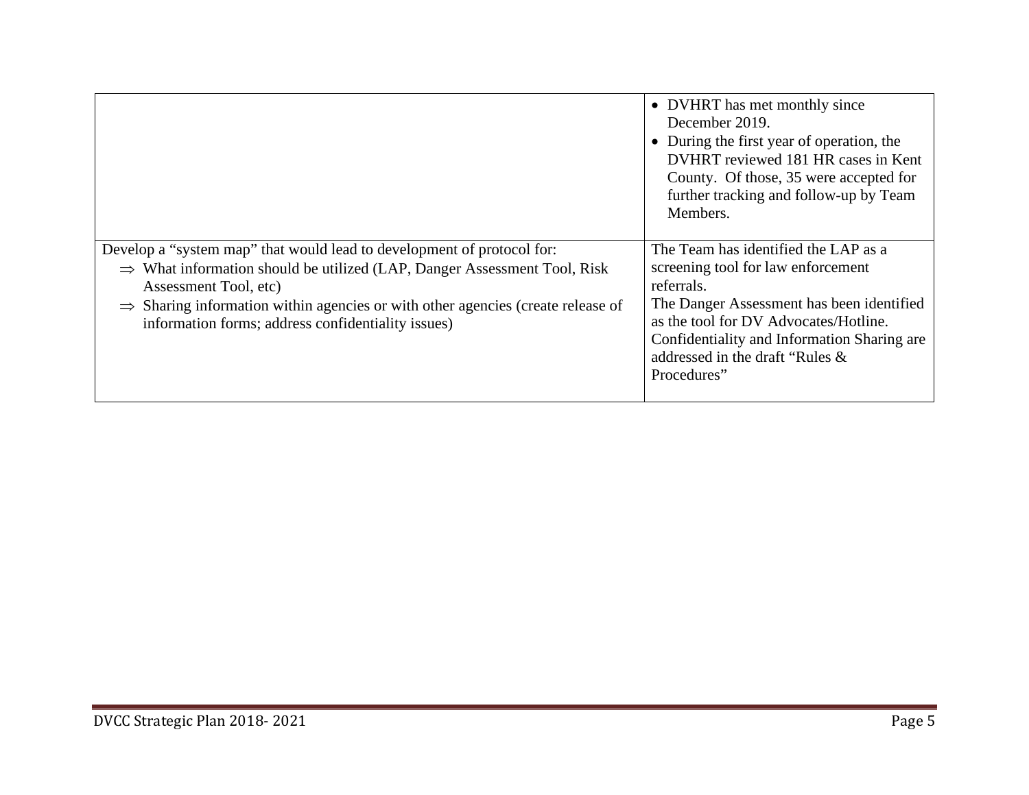| | |
|---|---|
| | • DVHRT has met monthly since December 2019.<br>• During the first year of operation, the DVHRT reviewed 181 HR cases in Kent County. Of those, 35 were accepted for further tracking and follow-up by Team Members. |
| Develop a "system map" that would lead to development of protocol for:<br>⇒ What information should be utilized (LAP, Danger Assessment Tool, Risk Assessment Tool, etc)<br>⇒ Sharing information within agencies or with other agencies (create release of information forms; address confidentiality issues) | The Team has identified the LAP as a screening tool for law enforcement referrals.<br>The Danger Assessment has been identified as the tool for DV Advocates/Hotline.<br>Confidentiality and Information Sharing are addressed in the draft "Rules & Procedures" |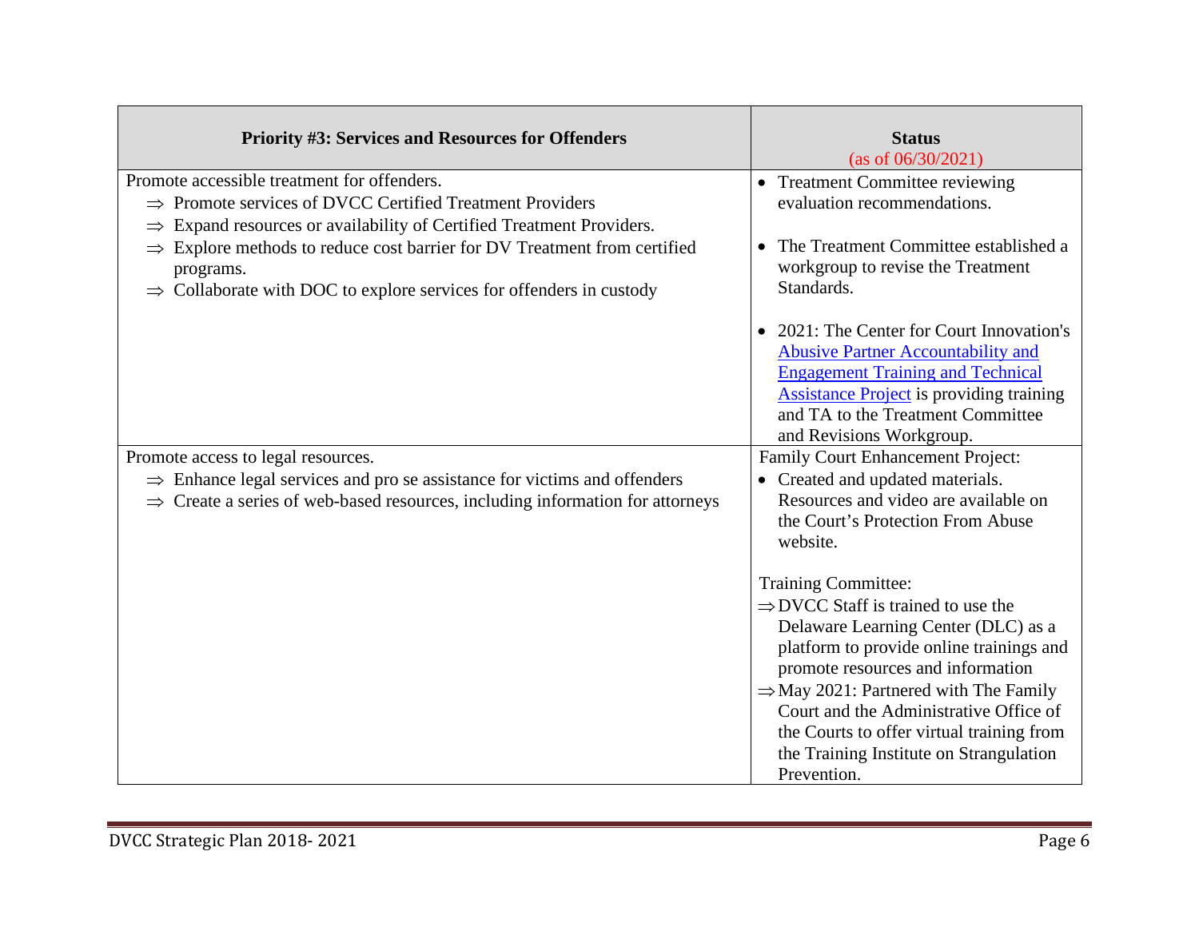| Priority #3: Services and Resources for Offenders | Status (as of 06/30/2021) |
| --- | --- |
| Promote accessible treatment for offenders.<br>⇒ Promote services of DVCC Certified Treatment Providers<br>⇒ Expand resources or availability of Certified Treatment Providers.<br>⇒ Explore methods to reduce cost barrier for DV Treatment from certified programs.<br>⇒ Collaborate with DOC to explore services for offenders in custody | • Treatment Committee reviewing evaluation recommendations.<br><br>• The Treatment Committee established a workgroup to revise the Treatment Standards.<br><br>• 2021: The Center for Court Innovation's Abusive Partner Accountability and Engagement Training and Technical Assistance Project is providing training and TA to the Treatment Committee and Revisions Workgroup. |
| Promote access to legal resources.<br>⇒ Enhance legal services and pro se assistance for victims and offenders<br>⇒ Create a series of web-based resources, including information for attorneys | Family Court Enhancement Project:<br>• Created and updated materials. Resources and video are available on the Court's Protection From Abuse website.<br><br>Training Committee:<br>⇒ DVCC Staff is trained to use the Delaware Learning Center (DLC) as a platform to provide online trainings and promote resources and information<br>⇒ May 2021: Partnered with The Family Court and the Administrative Office of the Courts to offer virtual training from the Training Institute on Strangulation Prevention. |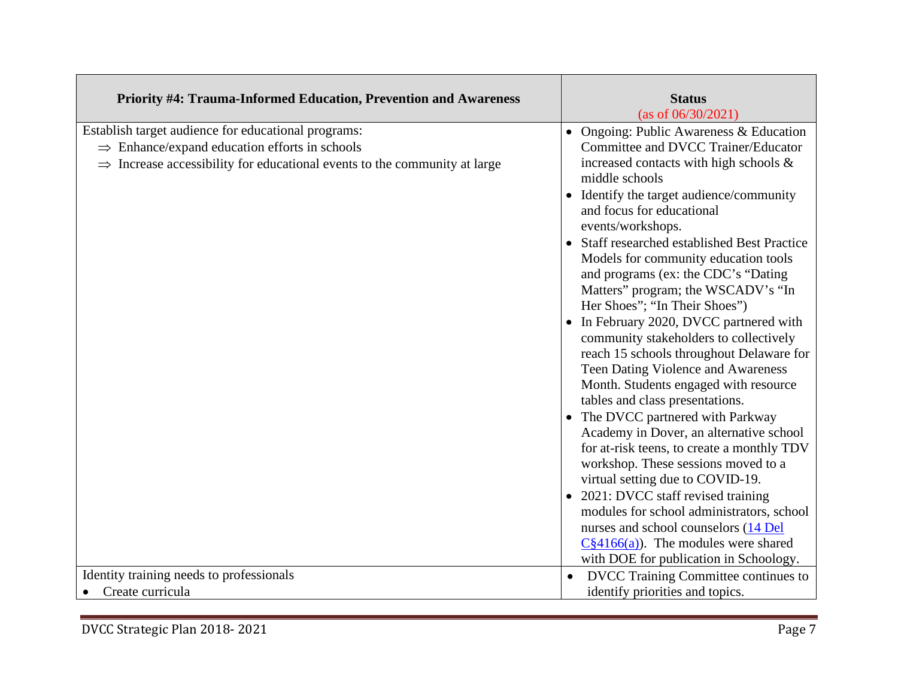| Priority #4: Trauma-Informed Education, Prevention and Awareness | Status (as of 06/30/2021) |
|---|---|
| Establish target audience for educational programs:<br>⇒ Enhance/expand education efforts in schools<br>⇒ Increase accessibility for educational events to the community at large | • Ongoing: Public Awareness & Education Committee and DVCC Trainer/Educator increased contacts with high schools & middle schools<br>• Identify the target audience/community and focus for educational events/workshops.<br>• Staff researched established Best Practice Models for community education tools and programs (ex: the CDC's "Dating Matters" program; the WSCADV's "In Her Shoes"; "In Their Shoes")<br>• In February 2020, DVCC partnered with community stakeholders to collectively reach 15 schools throughout Delaware for Teen Dating Violence and Awareness Month. Students engaged with resource tables and class presentations.<br>• The DVCC partnered with Parkway Academy in Dover, an alternative school for at-risk teens, to create a monthly TDV workshop. These sessions moved to a virtual setting due to COVID-19.<br>• 2021: DVCC staff revised training modules for school administrators, school nurses and school counselors (14 Del C§4166(a)). The modules were shared with DOE for publication in Schoology. |
| Identity training needs to professionals<br>• Create curricula | • DVCC Training Committee continues to identify priorities and topics. |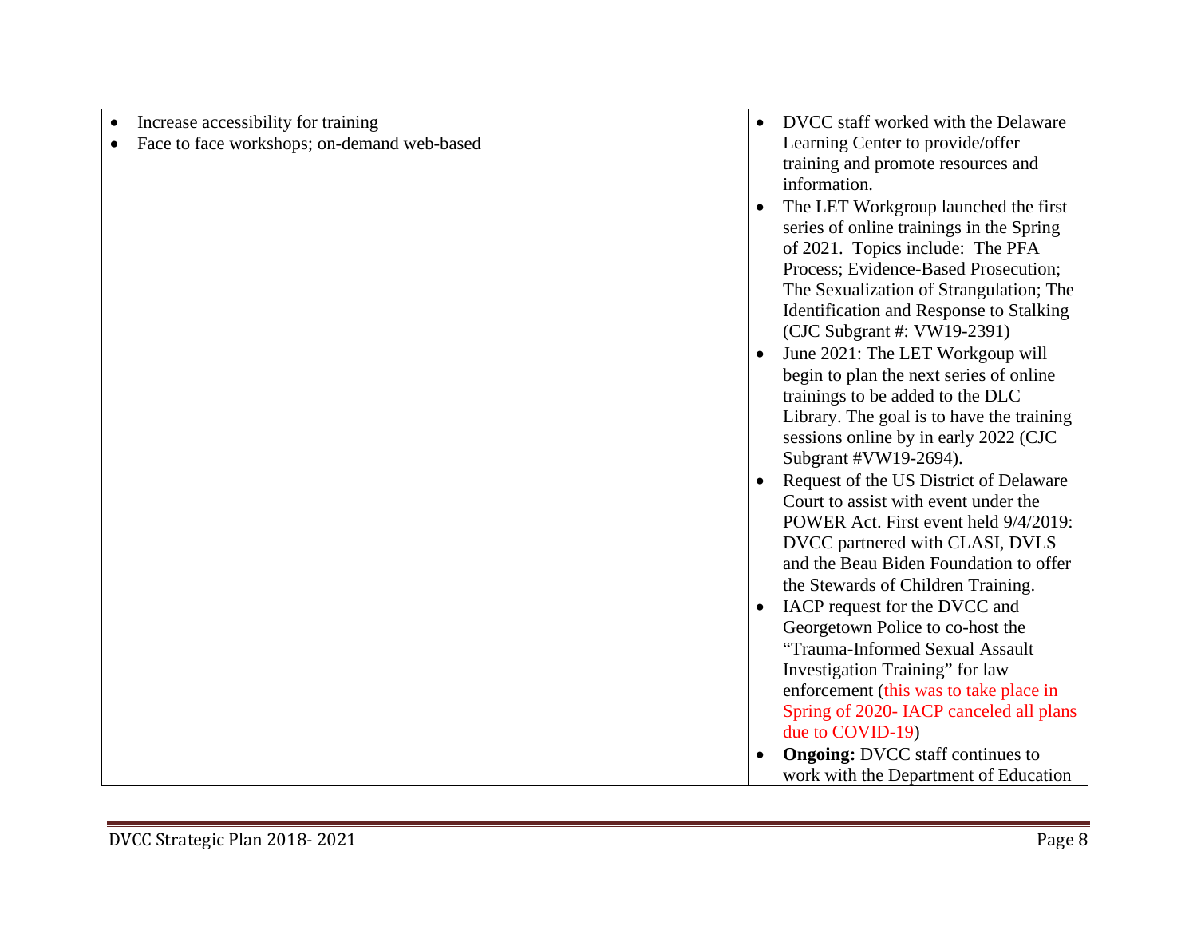| | |
|---|---|
| • Increase accessibility for training<br>• Face to face workshops; on-demand web-based | • DVCC staff worked with the Delaware Learning Center to provide/offer training and promote resources and information.<br>• The LET Workgroup launched the first series of online trainings in the Spring of 2021. Topics include: The PFA Process; Evidence-Based Prosecution; The Sexualization of Strangulation; The Identification and Response to Stalking (CJC Subgrant #: VW19-2391)<br>• June 2021: The LET Workgoup will begin to plan the next series of online trainings to be added to the DLC Library. The goal is to have the training sessions online by in early 2022 (CJC Subgrant #VW19-2694).<br>• Request of the US District of Delaware Court to assist with event under the POWER Act. First event held 9/4/2019: DVCC partnered with CLASI, DVLS and the Beau Biden Foundation to offer the Stewards of Children Training.<br>• IACP request for the DVCC and Georgetown Police to co-host the "Trauma-Informed Sexual Assault Investigation Training" for law enforcement (this was to take place in Spring of 2020- IACP canceled all plans due to COVID-19)<br>• **Ongoing:** DVCC staff continues to work with the Department of Education |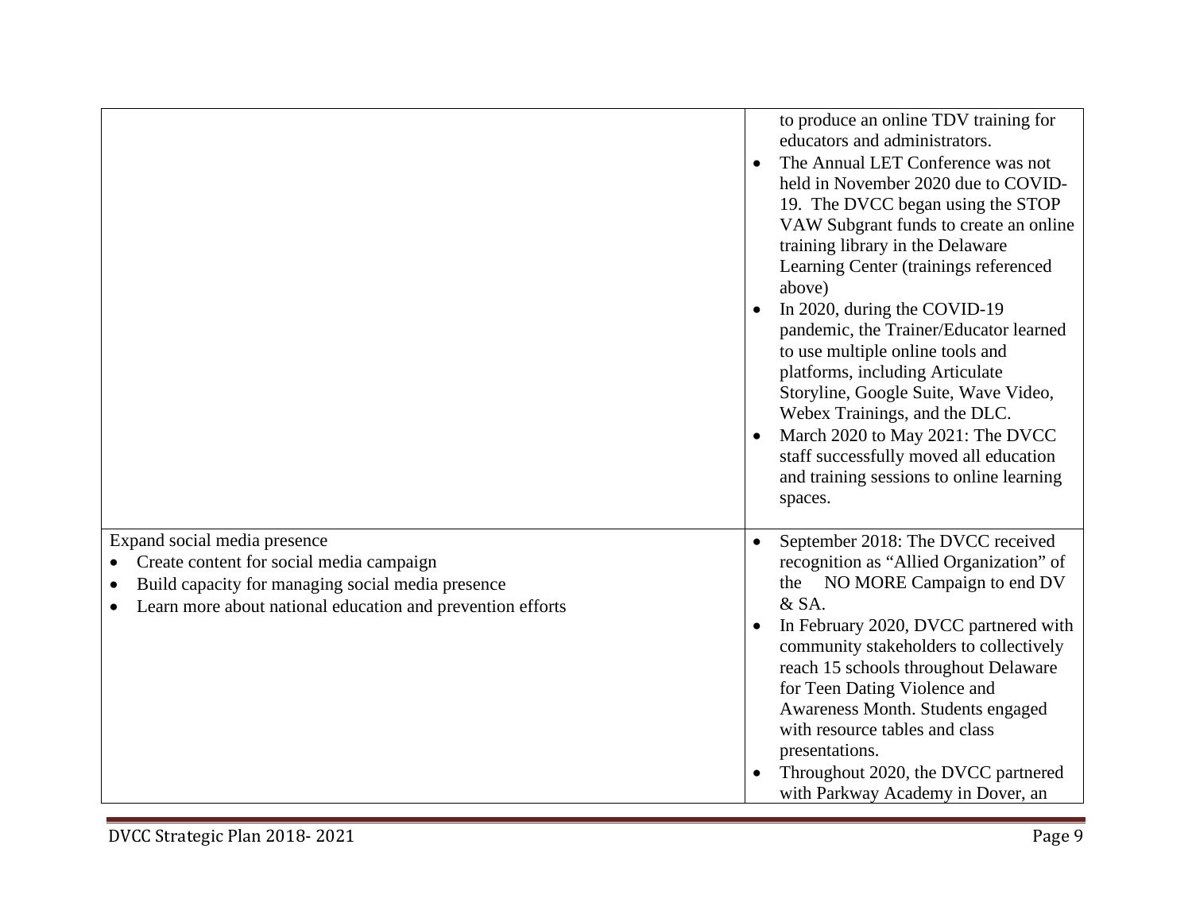| | |
|---|---|
| | to produce an online TDV training for educators and administrators.<br>• The Annual LET Conference was not held in November 2020 due to COVID-19. The DVCC began using the STOP VAW Subgrant funds to create an online training library in the Delaware Learning Center (trainings referenced above)<br>• In 2020, during the COVID-19 pandemic, the Trainer/Educator learned to use multiple online tools and platforms, including Articulate Storyline, Google Suite, Wave Video, Webex Trainings, and the DLC.<br>• March 2020 to May 2021: The DVCC staff successfully moved all education and training sessions to online learning spaces. |
| Expand social media presence<br>• Create content for social media campaign<br>• Build capacity for managing social media presence<br>• Learn more about national education and prevention efforts | • September 2018: The DVCC received recognition as "Allied Organization" of the NO MORE Campaign to end DV & SA.<br>• In February 2020, DVCC partnered with community stakeholders to collectively reach 15 schools throughout Delaware for Teen Dating Violence and Awareness Month. Students engaged with resource tables and class presentations.<br>• Throughout 2020, the DVCC partnered with Parkway Academy in Dover, an |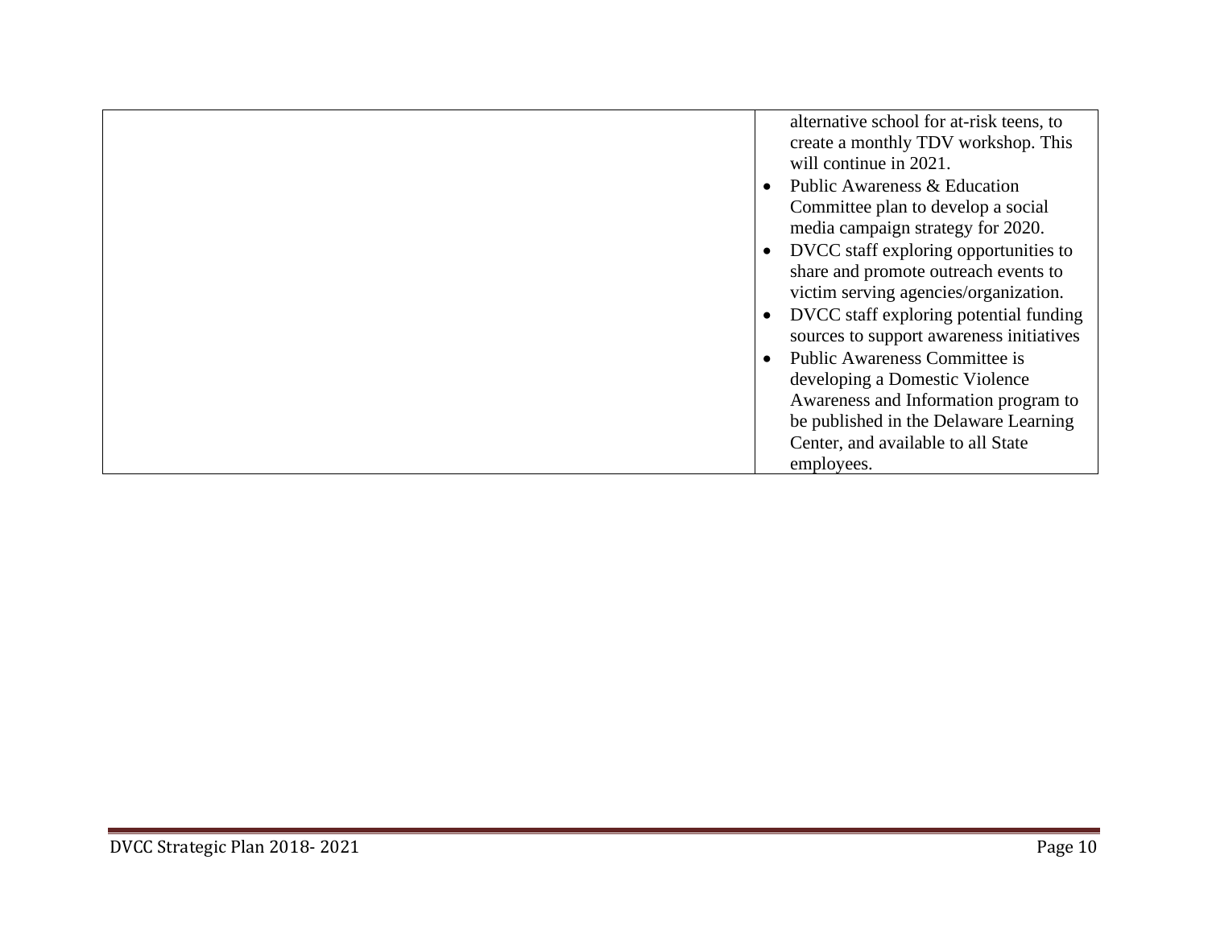| | |
|---|---|
| | alternative school for at-risk teens, to create a monthly TDV workshop. This will continue in 2021.<br>• Public Awareness & Education Committee plan to develop a social media campaign strategy for 2020.<br>• DVCC staff exploring opportunities to share and promote outreach events to victim serving agencies/organization.<br>• DVCC staff exploring potential funding sources to support awareness initiatives<br>• Public Awareness Committee is developing a Domestic Violence Awareness and Information program to be published in the Delaware Learning Center, and available to all State employees. |